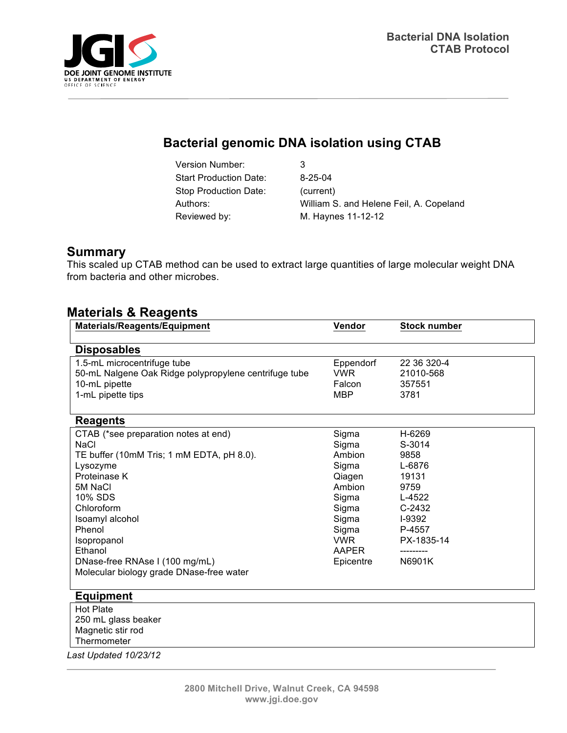# Bacterial genomic DNA isolation using CTAB

| | |
|---|---|
| Version Number: | 3 |
| Start Production Date: | 8-25-04 |
| Stop Production Date: | (current) |
| Authors: | William S. and Helene Feil, A. Copeland |
| Reviewed by: | M. Haynes 11-12-12 |

## Summary

This scaled up CTAB method can be used to extract large quantities of large molecular weight DNA from bacteria and other microbes.

## Materials & Reagents

| Materials/Reagents/Equipment | Vendor | Stock number |
|---|---|---|
| **Disposables** | | |
| 1.5-mL microcentrifuge tube | Eppendorf | 22 36 320-4 |
| 50-mL Nalgene Oak Ridge polypropylene centrifuge tube | VWR | 21010-568 |
| 10-mL pipette | Falcon | 357551 |
| 1-mL pipette tips | MBP | 3781 |
| **Reagents** | | |
| CTAB (*see preparation notes at end) | Sigma | H-6269 |
| NaCl | Sigma | S-3014 |
| TE buffer (10mM Tris; 1 mM EDTA, pH 8.0). | Ambion | 9858 |
| Lysozyme | Sigma | L-6876 |
| Proteinase K | Qiagen | 19131 |
| 5M NaCl | Ambion | 9759 |
| 10% SDS | Sigma | L-4522 |
| Chloroform | Sigma | C-2432 |
| Isoamyl alcohol | Sigma | I-9392 |
| Phenol | Sigma | P-4557 |
| Isopropanol | VWR | PX-1835-14 |
| Ethanol | AAPER | --------- |
| DNase-free RNAse I (100 mg/mL) | Epicentre | N6901K |
| Molecular biology grade DNase-free water | | |
| **Equipment** | | |
| Hot Plate | | |
| 250 mL glass beaker | | |
| Magnetic stir rod | | |
| Thermometer | | |

*Last Updated 10/23/12*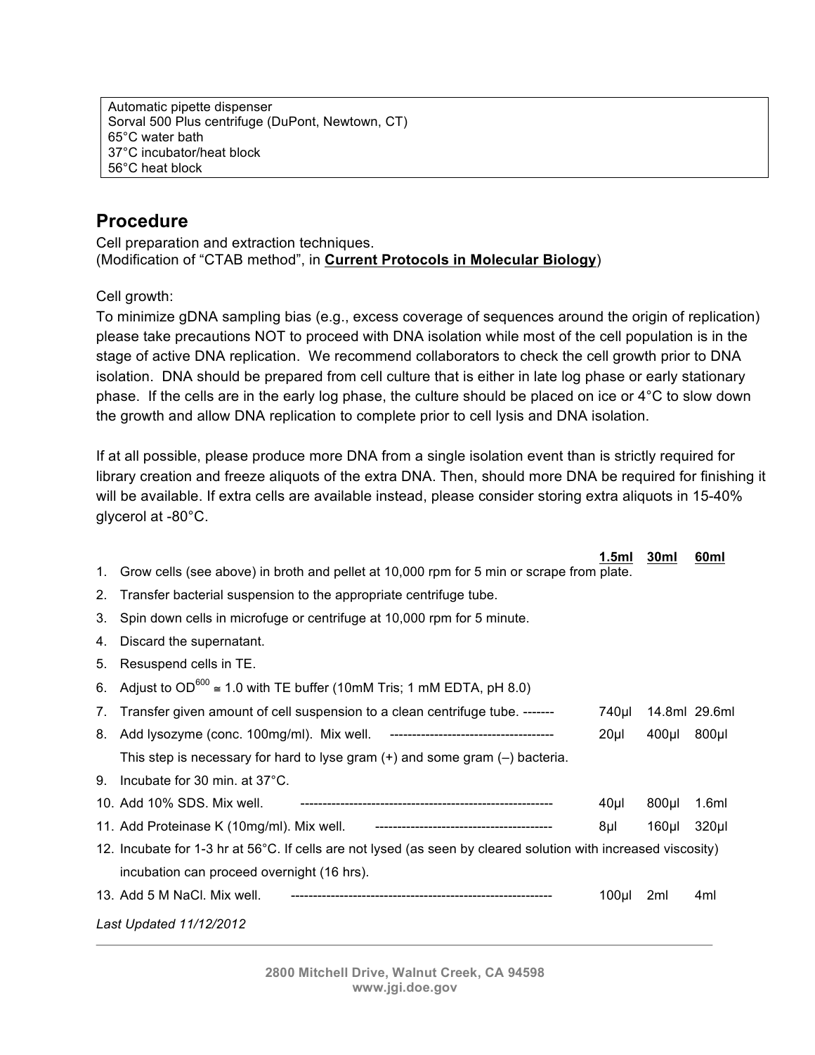| Automatic pipette dispenser |
|---|
| Sorval 500 Plus centrifuge (DuPont, Newtown, CT) |
| 65°C water bath |
| 37°C incubator/heat block |
| 56°C heat block |

## Procedure

Cell preparation and extraction techniques.
(Modification of "CTAB method", in **Current Protocols in Molecular Biology**)

Cell growth:
To minimize gDNA sampling bias (e.g., excess coverage of sequences around the origin of replication) please take precautions NOT to proceed with DNA isolation while most of the cell population is in the stage of active DNA replication. We recommend collaborators to check the cell growth prior to DNA isolation. DNA should be prepared from cell culture that is either in late log phase or early stationary phase. If the cells are in the early log phase, the culture should be placed on ice or 4°C to slow down the growth and allow DNA replication to complete prior to cell lysis and DNA isolation.

If at all possible, please produce more DNA from a single isolation event than is strictly required for library creation and freeze aliquots of the extra DNA. Then, should more DNA be required for finishing it will be available. If extra cells are available instead, please consider storing extra aliquots in 15-40% glycerol at -80°C.

| Step | 1.5ml | 30ml | 60ml |
|---|---|---|---|
| 1. Grow cells (see above) in broth and pellet at 10,000 rpm for 5 min or scrape from plate. | | | |
| 2. Transfer bacterial suspension to the appropriate centrifuge tube. | | | |
| 3. Spin down cells in microfuge or centrifuge at 10,000 rpm for 5 minute. | | | |
| 4. Discard the supernatant. | | | |
| 5. Resuspend cells in TE. | | | |
| 6. Adjust to $OD^{600} \cong 1.0$ with TE buffer (10mM Tris; 1 mM EDTA, pH 8.0) | | | |
| 7. Transfer given amount of cell suspension to a clean centrifuge tube. ------- | 740µl | 14.8ml | 29.6ml |
| 8. Add lysozyme (conc. 100mg/ml). Mix well. ------------------------------------ This step is necessary for hard to lyse gram (+) and some gram (–) bacteria. | 20µl | 400µl | 800µl |
| 9. Incubate for 30 min. at 37°C. | | | |
| 10. Add 10% SDS. Mix well. -------------------------------------------------------- | 40µl | 800µl | 1.6ml |
| 11. Add Proteinase K (10mg/ml). Mix well. --------------------------------------- | 8µl | 160µl | 320µl |
| 12. Incubate for 1-3 hr at 56°C. If cells are not lysed (as seen by cleared solution with increased viscosity) incubation can proceed overnight (16 hrs). | | | |
| 13. Add 5 M NaCl. Mix well. ---------------------------------------------------------- | 100µl | 2ml | 4ml |

*Last Updated 11/12/2012*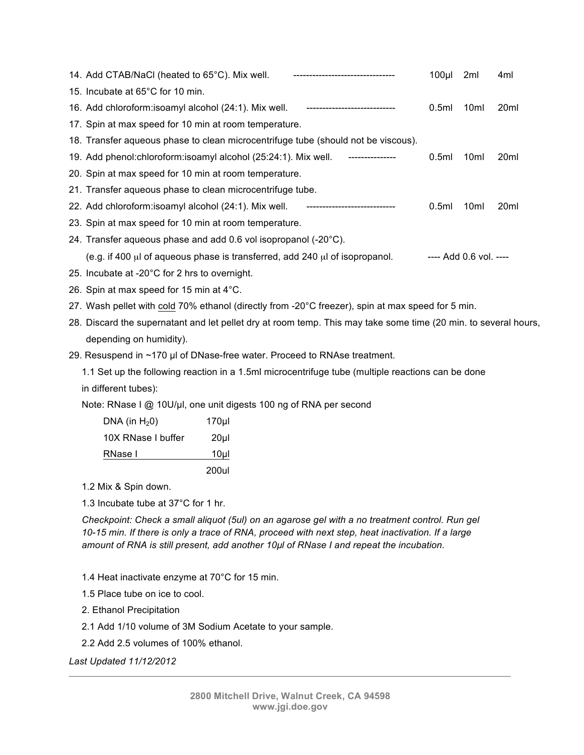14. Add CTAB/NaCl (heated to 65°C). Mix well. -------------------------------- 100µl 2ml 4ml
15. Incubate at 65°C for 10 min.
16. Add chloroform:isoamyl alcohol (24:1). Mix well. ---------------------------- 0.5ml 10ml 20ml
17. Spin at max speed for 10 min at room temperature.
18. Transfer aqueous phase to clean microcentrifuge tube (should not be viscous).
19. Add phenol:chloroform:isoamyl alcohol (25:24:1). Mix well. --------------- 0.5ml 10ml 20ml
20. Spin at max speed for 10 min at room temperature.
21. Transfer aqueous phase to clean microcentrifuge tube.
22. Add chloroform:isoamyl alcohol (24:1). Mix well. ---------------------------- 0.5ml 10ml 20ml
23. Spin at max speed for 10 min at room temperature.
24. Transfer aqueous phase and add 0.6 vol isopropanol (-20°C).
    (e.g. if 400 µl of aqueous phase is transferred, add 240 µl of isopropanol. ---- Add 0.6 vol. ----
25. Incubate at -20°C for 2 hrs to overnight.
26. Spin at max speed for 15 min at 4°C.
27. Wash pellet with <u>cold</u> 70% ethanol (directly from -20°C freezer), spin at max speed for 5 min.
28. Discard the supernatant and let pellet dry at room temp. This may take some time (20 min. to several hours, depending on humidity).
29. Resuspend in ~170 µl of DNase-free water. Proceed to RNAse treatment.

1.1 Set up the following reaction in a 1.5ml microcentrifuge tube (multiple reactions can be done in different tubes):

Note: RNase I @ 10U/µl, one unit digests 100 ng of RNA per second

| | |
|---|---|
| DNA (in $H_2O$) | 170µl |
| 10X RNase I buffer | 20µl |
| RNase I | 10µl |
| | 200ul |

1.2 Mix & Spin down.

1.3 Incubate tube at 37°C for 1 hr.

*Checkpoint: Check a small aliquot (5ul) on an agarose gel with a no treatment control. Run gel 10-15 min. If there is only a trace of RNA, proceed with next step, heat inactivation. If a large amount of RNA is still present, add another 10µl of RNase I and repeat the incubation.*

1.4 Heat inactivate enzyme at 70°C for 15 min.

1.5 Place tube on ice to cool.

2. Ethanol Precipitation

2.1 Add 1/10 volume of 3M Sodium Acetate to your sample.

2.2 Add 2.5 volumes of 100% ethanol.

*Last Updated 11/12/2012*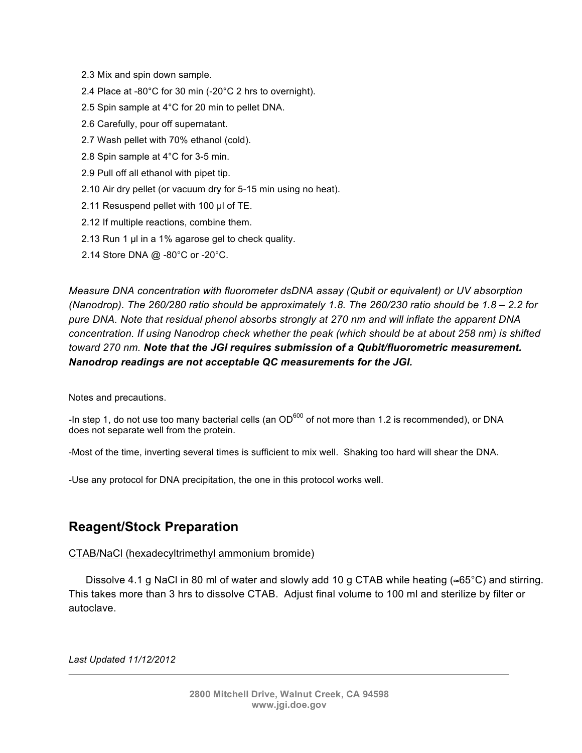2.3 Mix and spin down sample.
2.4 Place at -80°C for 30 min (-20°C 2 hrs to overnight).
2.5 Spin sample at 4°C for 20 min to pellet DNA.
2.6 Carefully, pour off supernatant.
2.7 Wash pellet with 70% ethanol (cold).
2.8 Spin sample at 4°C for 3-5 min.
2.9 Pull off all ethanol with pipet tip.
2.10 Air dry pellet (or vacuum dry for 5-15 min using no heat).
2.11 Resuspend pellet with 100 µl of TE.
2.12 If multiple reactions, combine them.
2.13 Run 1 µl in a 1% agarose gel to check quality.
2.14 Store DNA @ -80°C or -20°C.

*Measure DNA concentration with fluorometer dsDNA assay (Qubit or equivalent) or UV absorption (Nanodrop). The 260/280 ratio should be approximately 1.8. The 260/230 ratio should be 1.8 – 2.2 for pure DNA. Note that residual phenol absorbs strongly at 270 nm and will inflate the apparent DNA concentration. If using Nanodrop check whether the peak (which should be at about 258 nm) is shifted toward 270 nm.* ***Note that the JGI requires submission of a Qubit/fluorometric measurement. Nanodrop readings are not acceptable QC measurements for the JGI.***

Notes and precautions.

-In step 1, do not use too many bacterial cells (an $OD^{600}$ of not more than 1.2 is recommended), or DNA does not separate well from the protein.

-Most of the time, inverting several times is sufficient to mix well. Shaking too hard will shear the DNA.

-Use any protocol for DNA precipitation, the one in this protocol works well.

## Reagent/Stock Preparation

CTAB/NaCl (hexadecyltrimethyl ammonium bromide)

Dissolve 4.1 g NaCl in 80 ml of water and slowly add 10 g CTAB while heating (≈65°C) and stirring. This takes more than 3 hrs to dissolve CTAB. Adjust final volume to 100 ml and sterilize by filter or autoclave.

*Last Updated 11/12/2012*